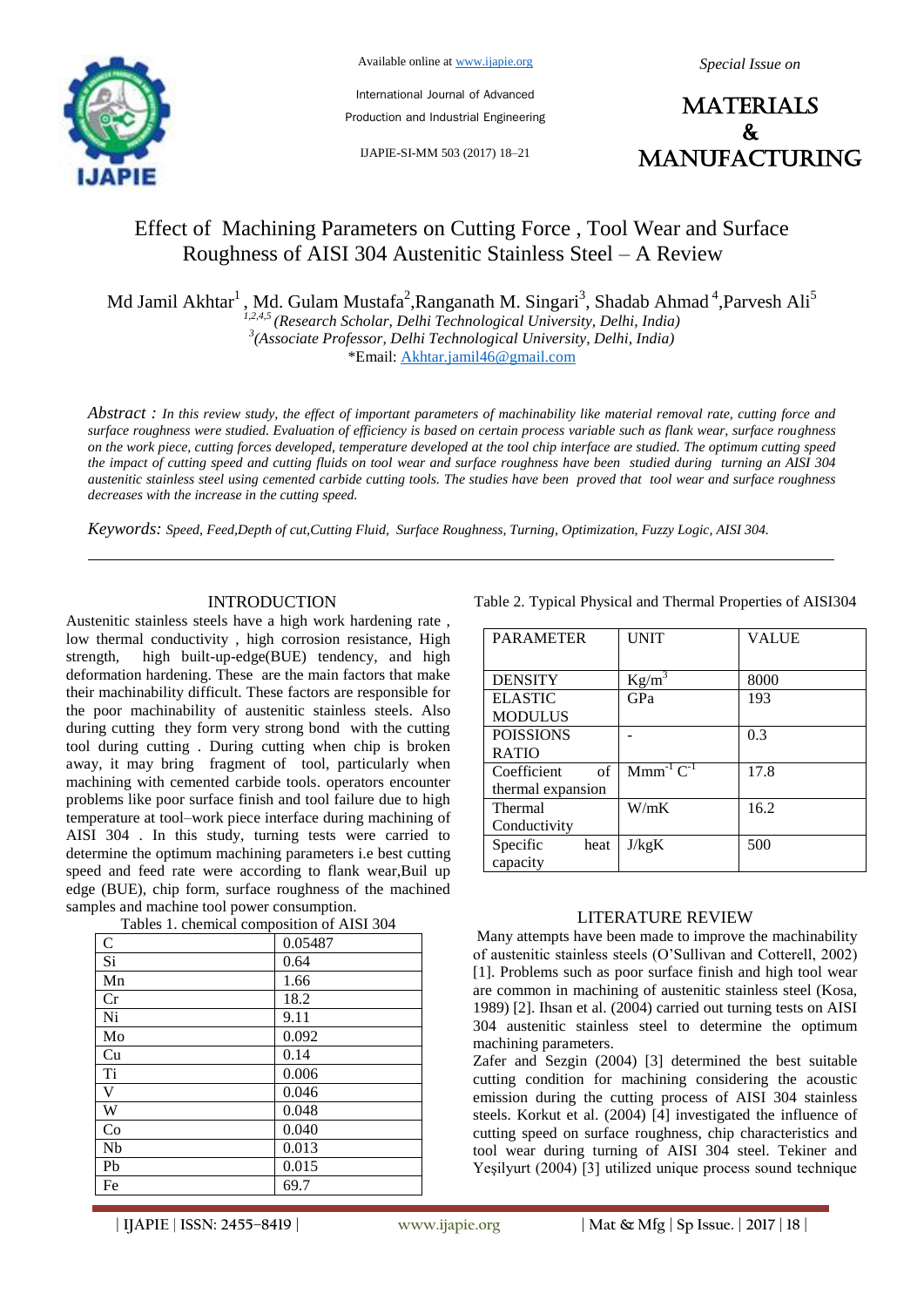# Effect of Machining Parameters on Cutting Force , Tool Wear and Surface Roughness of AISI 304 Austenitic Stainless Steel – A Review

Md Jamil Akhtar[1] , Md. Gulam Mustafa[2],Ranganath M. Singari[3], Shadab Ahmad [4],Parvesh Ali[5]

[1,2,4,5] *(Research Scholar, Delhi Technological University, Delhi, India)*
[3] *(Associate Professor, Delhi Technological University, Delhi, India)*
*Email: Akhtar.jamil46@gmail.com

*Abstract :* *In this review study, the effect of important parameters of machinability like material removal rate, cutting force and surface roughness were studied. Evaluation of efficiency is based on certain process variable such as flank wear, surface roughness on the work piece, cutting forces developed, temperature developed at the tool chip interface are studied. The optimum cutting speed the impact of cutting speed and cutting fluids on tool wear and surface roughness have been studied during turning an AISI 304 austenitic stainless steel using cemented carbide cutting tools. The studies have been proved that tool wear and surface roughness decreases with the increase in the cutting speed.*

*Keywords:* *Speed, Feed,Depth of cut,Cutting Fluid, Surface Roughness, Turning, Optimization, Fuzzy Logic, AISI 304.*

## INTRODUCTION

Austenitic stainless steels have a high work hardening rate , low thermal conductivity , high corrosion resistance, High strength, high built-up-edge(BUE) tendency, and high deformation hardening. These are the main factors that make their machinability difficult. These factors are responsible for the poor machinability of austenitic stainless steels. Also during cutting they form very strong bond with the cutting tool during cutting . During cutting when chip is broken away, it may bring fragment of tool, particularly when machining with cemented carbide tools. operators encounter problems like poor surface finish and tool failure due to high temperature at tool–work piece interface during machining of AISI 304 . In this study, turning tests were carried to determine the optimum machining parameters i.e best cutting speed and feed rate were according to flank wear,Buil up edge (BUE), chip form, surface roughness of the machined samples and machine tool power consumption.

Tables 1. chemical composition of AISI 304

| | |
|---|---|
| C | 0.05487 |
| Si | 0.64 |
| Mn | 1.66 |
| Cr | 18.2 |
| Ni | 9.11 |
| Mo | 0.092 |
| Cu | 0.14 |
| Ti | 0.006 |
| V | 0.046 |
| W | 0.048 |
| Co | 0.040 |
| Nb | 0.013 |
| Pb | 0.015 |
| Fe | 69.7 |

Table 2. Typical Physical and Thermal Properties of AISI304

| PARAMETER | UNIT | VALUE |
|---|---|---|
| DENSITY | $Kg/m^3$ | 8000 |
| ELASTIC MODULUS | GPa | 193 |
| POISSIONS RATIO | - | 0.3 |
| Coefficient of thermal expansion | $Mmm^{-1} C^{-1}$ | 17.8 |
| Thermal Conductivity | W/mK | 16.2 |
| Specific heat capacity | J/kgK | 500 |

## LITERATURE REVIEW

Many attempts have been made to improve the machinability of austenitic stainless steels (O'Sullivan and Cotterell, 2002) [1]. Problems such as poor surface finish and high tool wear are common in machining of austenitic stainless steel (Kosa, 1989) [2]. Ihsan et al. (2004) carried out turning tests on AISI 304 austenitic stainless steel to determine the optimum machining parameters.

Zafer and Sezgin (2004) [3] determined the best suitable cutting condition for machining considering the acoustic emission during the cutting process of AISI 304 stainless steels. Korkut et al. (2004) [4] investigated the influence of cutting speed on surface roughness, chip characteristics and tool wear during turning of AISI 304 steel. Tekiner and Yeşilyurt (2004) [3] utilized unique process sound technique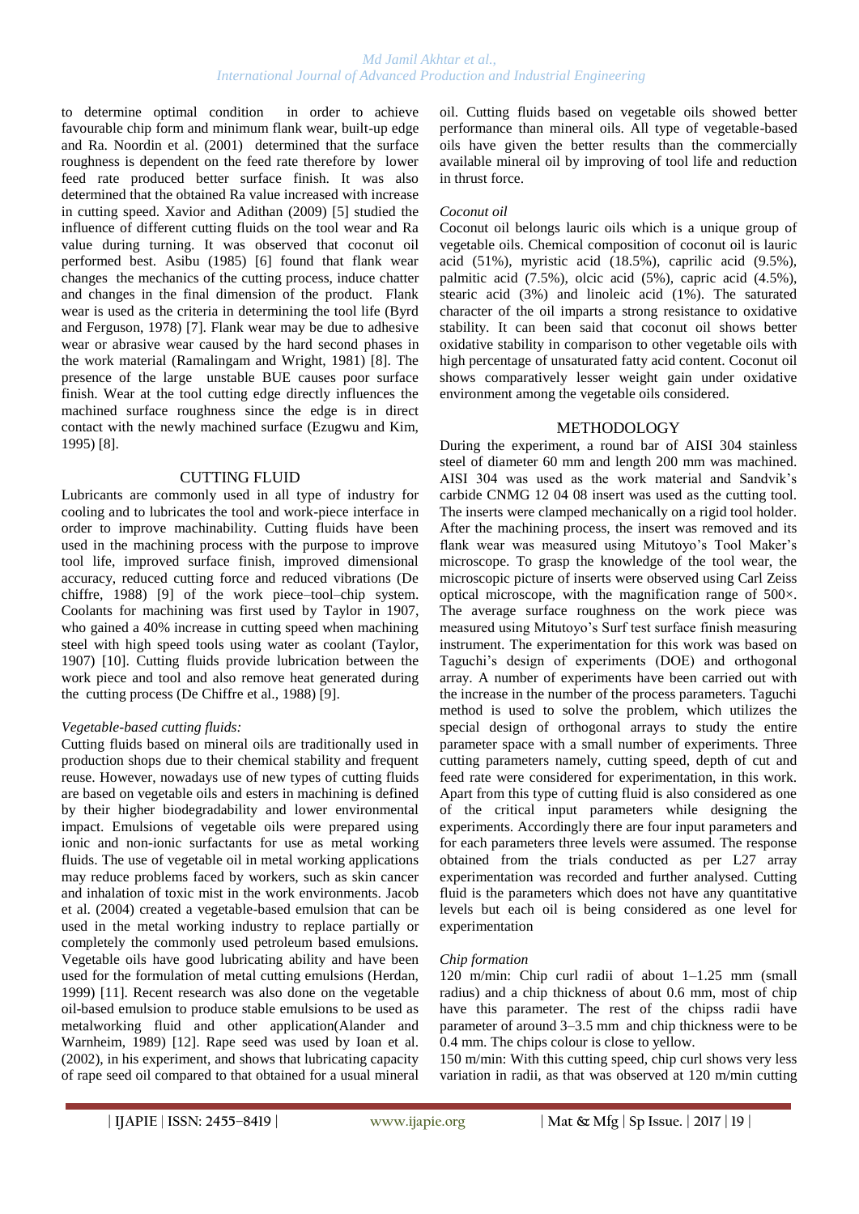to determine optimal condition in order to achieve favourable chip form and minimum flank wear, built-up edge and Ra. Noordin et al. (2001) determined that the surface roughness is dependent on the feed rate therefore by lower feed rate produced better surface finish. It was also determined that the obtained Ra value increased with increase in cutting speed. Xavior and Adithan (2009) [5] studied the influence of different cutting fluids on the tool wear and Ra value during turning. It was observed that coconut oil performed best. Asibu (1985) [6] found that flank wear changes the mechanics of the cutting process, induce chatter and changes in the final dimension of the product. Flank wear is used as the criteria in determining the tool life (Byrd and Ferguson, 1978) [7]. Flank wear may be due to adhesive wear or abrasive wear caused by the hard second phases in the work material (Ramalingam and Wright, 1981) [8]. The presence of the large unstable BUE causes poor surface finish. Wear at the tool cutting edge directly influences the machined surface roughness since the edge is in direct contact with the newly machined surface (Ezugwu and Kim, 1995) [8].

## CUTTING FLUID

Lubricants are commonly used in all type of industry for cooling and to lubricates the tool and work-piece interface in order to improve machinability. Cutting fluids have been used in the machining process with the purpose to improve tool life, improved surface finish, improved dimensional accuracy, reduced cutting force and reduced vibrations (De chiffre, 1988) [9] of the work piece–tool–chip system. Coolants for machining was first used by Taylor in 1907, who gained a 40% increase in cutting speed when machining steel with high speed tools using water as coolant (Taylor, 1907) [10]. Cutting fluids provide lubrication between the work piece and tool and also remove heat generated during the cutting process (De Chiffre et al., 1988) [9].

### *Vegetable-based cutting fluids:*

Cutting fluids based on mineral oils are traditionally used in production shops due to their chemical stability and frequent reuse. However, nowadays use of new types of cutting fluids are based on vegetable oils and esters in machining is defined by their higher biodegradability and lower environmental impact. Emulsions of vegetable oils were prepared using ionic and non-ionic surfactants for use as metal working fluids. The use of vegetable oil in metal working applications may reduce problems faced by workers, such as skin cancer and inhalation of toxic mist in the work environments. Jacob et al. (2004) created a vegetable-based emulsion that can be used in the metal working industry to replace partially or completely the commonly used petroleum based emulsions. Vegetable oils have good lubricating ability and have been used for the formulation of metal cutting emulsions (Herdan, 1999) [11]. Recent research was also done on the vegetable oil-based emulsion to produce stable emulsions to be used as metalworking fluid and other application(Alander and Warnheim, 1989) [12]. Rape seed was used by Ioan et al. (2002), in his experiment, and shows that lubricating capacity of rape seed oil compared to that obtained for a usual mineral oil. Cutting fluids based on vegetable oils showed better performance than mineral oils. All type of vegetable-based oils have given the better results than the commercially available mineral oil by improving of tool life and reduction in thrust force.

### *Coconut oil*

Coconut oil belongs lauric oils which is a unique group of vegetable oils. Chemical composition of coconut oil is lauric acid (51%), myristic acid (18.5%), caprilic acid (9.5%), palmitic acid (7.5%), olcic acid (5%), capric acid (4.5%), stearic acid (3%) and linoleic acid (1%). The saturated character of the oil imparts a strong resistance to oxidative stability. It can been said that coconut oil shows better oxidative stability in comparison to other vegetable oils with high percentage of unsaturated fatty acid content. Coconut oil shows comparatively lesser weight gain under oxidative environment among the vegetable oils considered.

## METHODOLOGY

During the experiment, a round bar of AISI 304 stainless steel of diameter 60 mm and length 200 mm was machined. AISI 304 was used as the work material and Sandvik's carbide CNMG 12 04 08 insert was used as the cutting tool. The inserts were clamped mechanically on a rigid tool holder. After the machining process, the insert was removed and its flank wear was measured using Mitutoyo's Tool Maker's microscope. To grasp the knowledge of the tool wear, the microscopic picture of inserts were observed using Carl Zeiss optical microscope, with the magnification range of 500×. The average surface roughness on the work piece was measured using Mitutoyo's Surf test surface finish measuring instrument. The experimentation for this work was based on Taguchi's design of experiments (DOE) and orthogonal array. A number of experiments have been carried out with the increase in the number of the process parameters. Taguchi method is used to solve the problem, which utilizes the special design of orthogonal arrays to study the entire parameter space with a small number of experiments. Three cutting parameters namely, cutting speed, depth of cut and feed rate were considered for experimentation, in this work. Apart from this type of cutting fluid is also considered as one of the critical input parameters while designing the experiments. Accordingly there are four input parameters and for each parameters three levels were assumed. The response obtained from the trials conducted as per L27 array experimentation was recorded and further analysed. Cutting fluid is the parameters which does not have any quantitative levels but each oil is being considered as one level for experimentation

### *Chip formation*

120 m/min: Chip curl radii of about 1–1.25 mm (small radius) and a chip thickness of about 0.6 mm, most of chip have this parameter. The rest of the chipss radii have parameter of around 3–3.5 mm and chip thickness were to be 0.4 mm. The chips colour is close to yellow.

150 m/min: With this cutting speed, chip curl shows very less variation in radii, as that was observed at 120 m/min cutting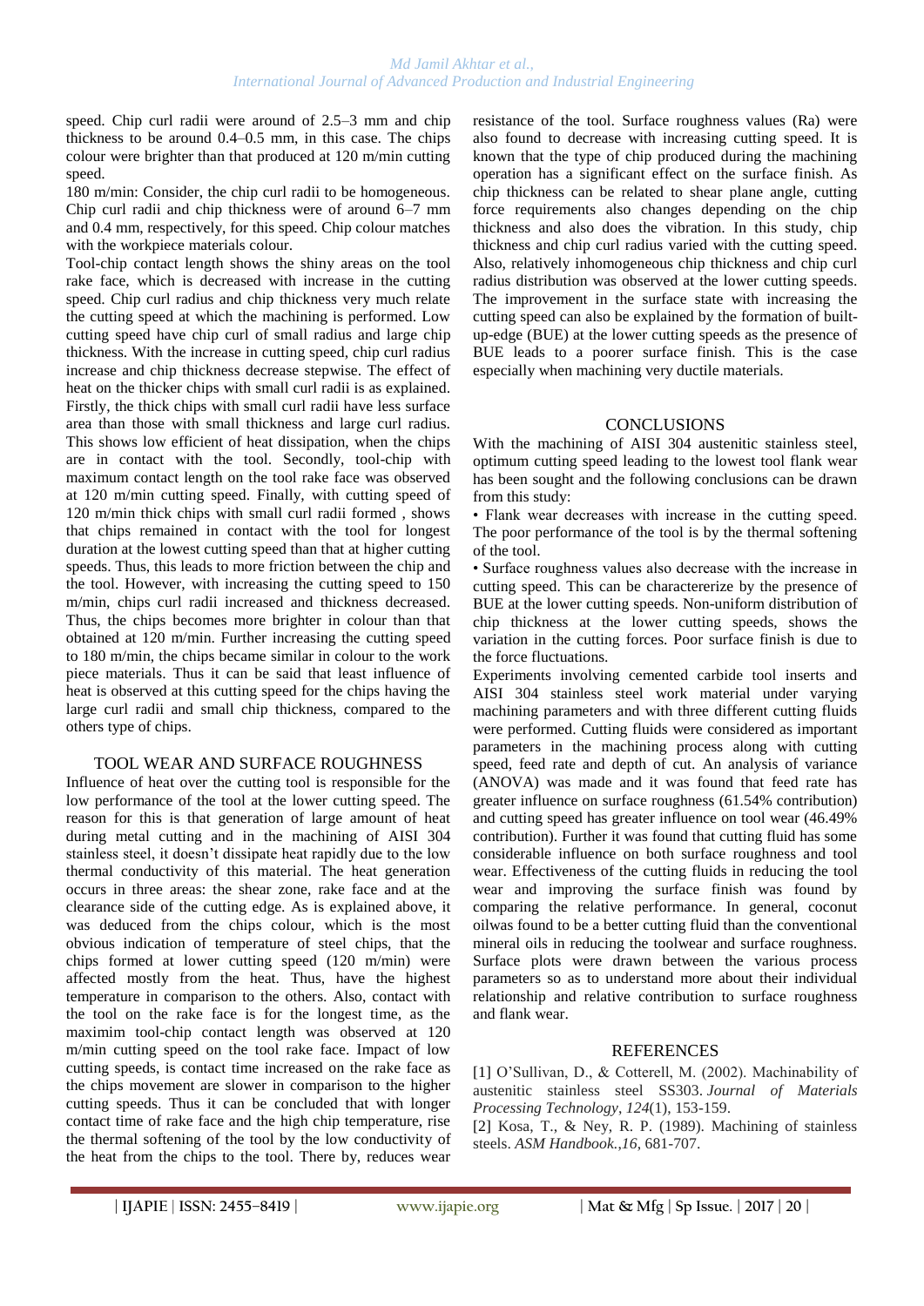speed. Chip curl radii were around of 2.5–3 mm and chip thickness to be around 0.4–0.5 mm, in this case. The chips colour were brighter than that produced at 120 m/min cutting speed.

180 m/min: Consider, the chip curl radii to be homogeneous. Chip curl radii and chip thickness were of around 6–7 mm and 0.4 mm, respectively, for this speed. Chip colour matches with the workpiece materials colour.

Tool-chip contact length shows the shiny areas on the tool rake face, which is decreased with increase in the cutting speed. Chip curl radius and chip thickness very much relate the cutting speed at which the machining is performed. Low cutting speed have chip curl of small radius and large chip thickness. With the increase in cutting speed, chip curl radius increase and chip thickness decrease stepwise. The effect of heat on the thicker chips with small curl radii is as explained. Firstly, the thick chips with small curl radii have less surface area than those with small thickness and large curl radius. This shows low efficient of heat dissipation, when the chips are in contact with the tool. Secondly, tool-chip with maximum contact length on the tool rake face was observed at 120 m/min cutting speed. Finally, with cutting speed of 120 m/min thick chips with small curl radii formed , shows that chips remained in contact with the tool for longest duration at the lowest cutting speed than that at higher cutting speeds. Thus, this leads to more friction between the chip and the tool. However, with increasing the cutting speed to 150 m/min, chips curl radii increased and thickness decreased. Thus, the chips becomes more brighter in colour than that obtained at 120 m/min. Further increasing the cutting speed to 180 m/min, the chips became similar in colour to the work piece materials. Thus it can be said that least influence of heat is observed at this cutting speed for the chips having the large curl radii and small chip thickness, compared to the others type of chips.

## TOOL WEAR AND SURFACE ROUGHNESS

Influence of heat over the cutting tool is responsible for the low performance of the tool at the lower cutting speed. The reason for this is that generation of large amount of heat during metal cutting and in the machining of AISI 304 stainless steel, it doesn't dissipate heat rapidly due to the low thermal conductivity of this material. The heat generation occurs in three areas: the shear zone, rake face and at the clearance side of the cutting edge. As is explained above, it was deduced from the chips colour, which is the most obvious indication of temperature of steel chips, that the chips formed at lower cutting speed (120 m/min) were affected mostly from the heat. Thus, have the highest temperature in comparison to the others. Also, contact with the tool on the rake face is for the longest time, as the maximim tool-chip contact length was observed at 120 m/min cutting speed on the tool rake face. Impact of low cutting speeds, is contact time increased on the rake face as the chips movement are slower in comparison to the higher cutting speeds. Thus it can be concluded that with longer contact time of rake face and the high chip temperature, rise the thermal softening of the tool by the low conductivity of the heat from the chips to the tool. There by, reduces wear resistance of the tool. Surface roughness values (Ra) were also found to decrease with increasing cutting speed. It is known that the type of chip produced during the machining operation has a significant effect on the surface finish. As chip thickness can be related to shear plane angle, cutting force requirements also changes depending on the chip thickness and also does the vibration. In this study, chip thickness and chip curl radius varied with the cutting speed. Also, relatively inhomogeneous chip thickness and chip curl radius distribution was observed at the lower cutting speeds. The improvement in the surface state with increasing the cutting speed can also be explained by the formation of built-up-edge (BUE) at the lower cutting speeds as the presence of BUE leads to a poorer surface finish. This is the case especially when machining very ductile materials.

## CONCLUSIONS

With the machining of AISI 304 austenitic stainless steel, optimum cutting speed leading to the lowest tool flank wear has been sought and the following conclusions can be drawn from this study:

- Flank wear decreases with increase in the cutting speed. The poor performance of the tool is by the thermal softening of the tool.
- Surface roughness values also decrease with the increase in cutting speed. This can be charactererize by the presence of BUE at the lower cutting speeds. Non-uniform distribution of chip thickness at the lower cutting speeds, shows the variation in the cutting forces. Poor surface finish is due to the force fluctuations.

Experiments involving cemented carbide tool inserts and AISI 304 stainless steel work material under varying machining parameters and with three different cutting fluids were performed. Cutting fluids were considered as important parameters in the machining process along with cutting speed, feed rate and depth of cut. An analysis of variance (ANOVA) was made and it was found that feed rate has greater influence on surface roughness (61.54% contribution) and cutting speed has greater influence on tool wear (46.49% contribution). Further it was found that cutting fluid has some considerable influence on both surface roughness and tool wear. Effectiveness of the cutting fluids in reducing the tool wear and improving the surface finish was found by comparing the relative performance. In general, coconut oilwas found to be a better cutting fluid than the conventional mineral oils in reducing the toolwear and surface roughness. Surface plots were drawn between the various process parameters so as to understand more about their individual relationship and relative contribution to surface roughness and flank wear.

## REFERENCES

[1] O'Sullivan, D., & Cotterell, M. (2002). Machinability of austenitic stainless steel SS303. *Journal of Materials Processing Technology*, *124*(1), 153-159.

[2] Kosa, T., & Ney, R. P. (1989). Machining of stainless steels. *ASM Handbook.*,*16*, 681-707.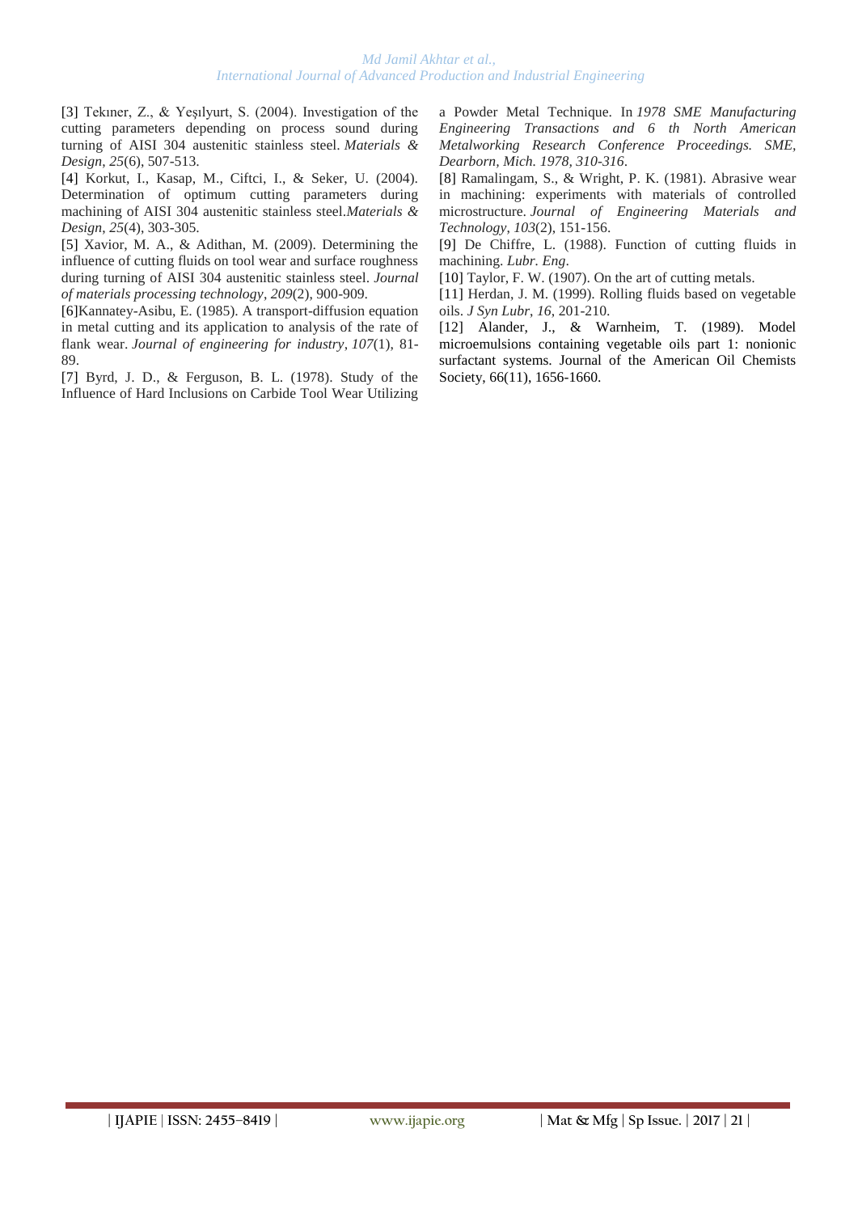[3] Tekıner, Z., & Yeşılyurt, S. (2004). Investigation of the cutting parameters depending on process sound during turning of AISI 304 austenitic stainless steel. *Materials & Design*, *25*(6), 507-513.

[4] Korkut, I., Kasap, M., Ciftci, I., & Seker, U. (2004). Determination of optimum cutting parameters during machining of AISI 304 austenitic stainless steel.*Materials & Design*, *25*(4), 303-305.

[5] Xavior, M. A., & Adithan, M. (2009). Determining the influence of cutting fluids on tool wear and surface roughness during turning of AISI 304 austenitic stainless steel. *Journal of materials processing technology*, *209*(2), 900-909.

[6]Kannatey-Asibu, E. (1985). A transport-diffusion equation in metal cutting and its application to analysis of the rate of flank wear. *Journal of engineering for industry*, *107*(1), 81-89.

[7] Byrd, J. D., & Ferguson, B. L. (1978). Study of the Influence of Hard Inclusions on Carbide Tool Wear Utilizing a Powder Metal Technique. In *1978 SME Manufacturing Engineering Transactions and 6 th North American Metalworking Research Conference Proceedings. SME, Dearborn, Mich. 1978, 310-316*.

[8] Ramalingam, S., & Wright, P. K. (1981). Abrasive wear in machining: experiments with materials of controlled microstructure. *Journal of Engineering Materials and Technology*, *103*(2), 151-156.

[9] De Chiffre, L. (1988). Function of cutting fluids in machining. *Lubr. Eng*.

[10] Taylor, F. W. (1907). On the art of cutting metals.

[11] Herdan, J. M. (1999). Rolling fluids based on vegetable oils. *J Syn Lubr*, *16*, 201-210.

[12] Alander, J., & Warnheim, T. (1989). Model microemulsions containing vegetable oils part 1: nonionic surfactant systems. Journal of the American Oil Chemists Society, 66(11), 1656-1660.